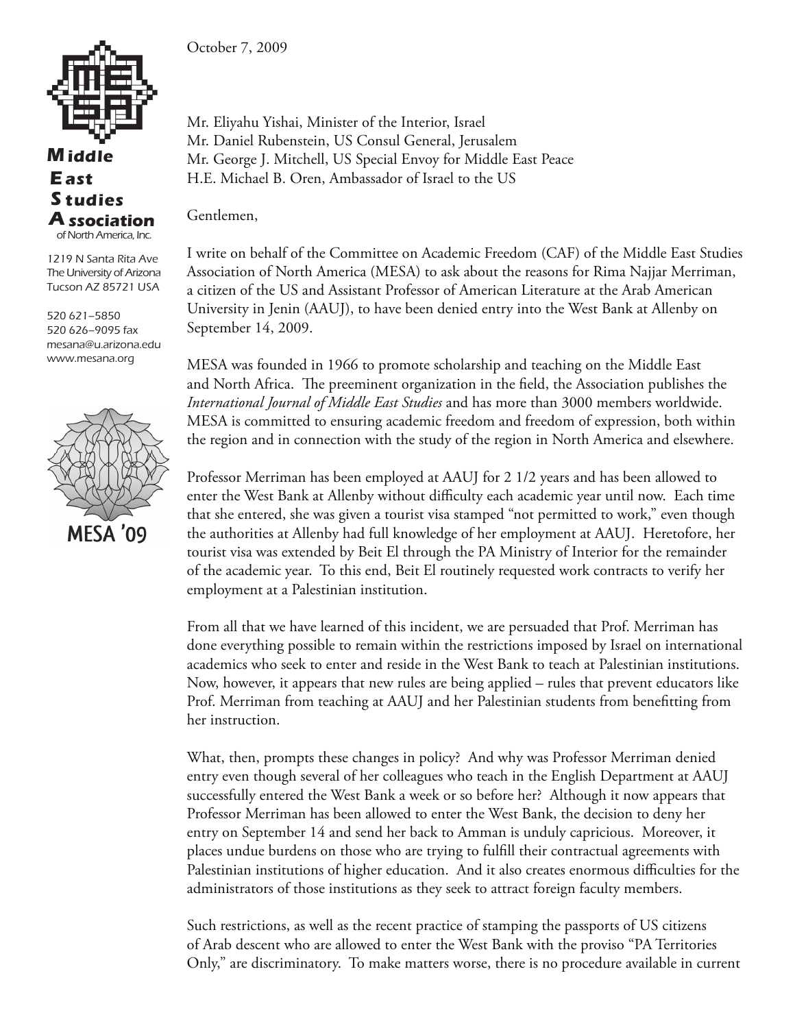**Middle East Studies Association** of North America, Inc.

1219 N Santa Rita Ave
The University of Arizona
Tucson AZ 85721 USA

520 621–5850
520 626–9095 fax
mesana@u.arizona.edu
www.mesana.org

MESA '09

October 7, 2009

Mr. Eliyahu Yishai, Minister of the Interior, Israel
Mr. Daniel Rubenstein, US Consul General, Jerusalem
Mr. George J. Mitchell, US Special Envoy for Middle East Peace
H.E. Michael B. Oren, Ambassador of Israel to the US

Gentlemen,

I write on behalf of the Committee on Academic Freedom (CAF) of the Middle East Studies Association of North America (MESA) to ask about the reasons for Rima Najjar Merriman, a citizen of the US and Assistant Professor of American Literature at the Arab American University in Jenin (AAUJ), to have been denied entry into the West Bank at Allenby on September 14, 2009.

MESA was founded in 1966 to promote scholarship and teaching on the Middle East and North Africa. The preeminent organization in the field, the Association publishes the *International Journal of Middle East Studies* and has more than 3000 members worldwide. MESA is committed to ensuring academic freedom and freedom of expression, both within the region and in connection with the study of the region in North America and elsewhere.

Professor Merriman has been employed at AAUJ for 2 1/2 years and has been allowed to enter the West Bank at Allenby without difficulty each academic year until now. Each time that she entered, she was given a tourist visa stamped "not permitted to work," even though the authorities at Allenby had full knowledge of her employment at AAUJ. Heretofore, her tourist visa was extended by Beit El through the PA Ministry of Interior for the remainder of the academic year. To this end, Beit El routinely requested work contracts to verify her employment at a Palestinian institution.

From all that we have learned of this incident, we are persuaded that Prof. Merriman has done everything possible to remain within the restrictions imposed by Israel on international academics who seek to enter and reside in the West Bank to teach at Palestinian institutions. Now, however, it appears that new rules are being applied – rules that prevent educators like Prof. Merriman from teaching at AAUJ and her Palestinian students from benefitting from her instruction.

What, then, prompts these changes in policy? And why was Professor Merriman denied entry even though several of her colleagues who teach in the English Department at AAUJ successfully entered the West Bank a week or so before her? Although it now appears that Professor Merriman has been allowed to enter the West Bank, the decision to deny her entry on September 14 and send her back to Amman is unduly capricious. Moreover, it places undue burdens on those who are trying to fulfill their contractual agreements with Palestinian institutions of higher education. And it also creates enormous difficulties for the administrators of those institutions as they seek to attract foreign faculty members.

Such restrictions, as well as the recent practice of stamping the passports of US citizens of Arab descent who are allowed to enter the West Bank with the proviso "PA Territories Only," are discriminatory. To make matters worse, there is no procedure available in current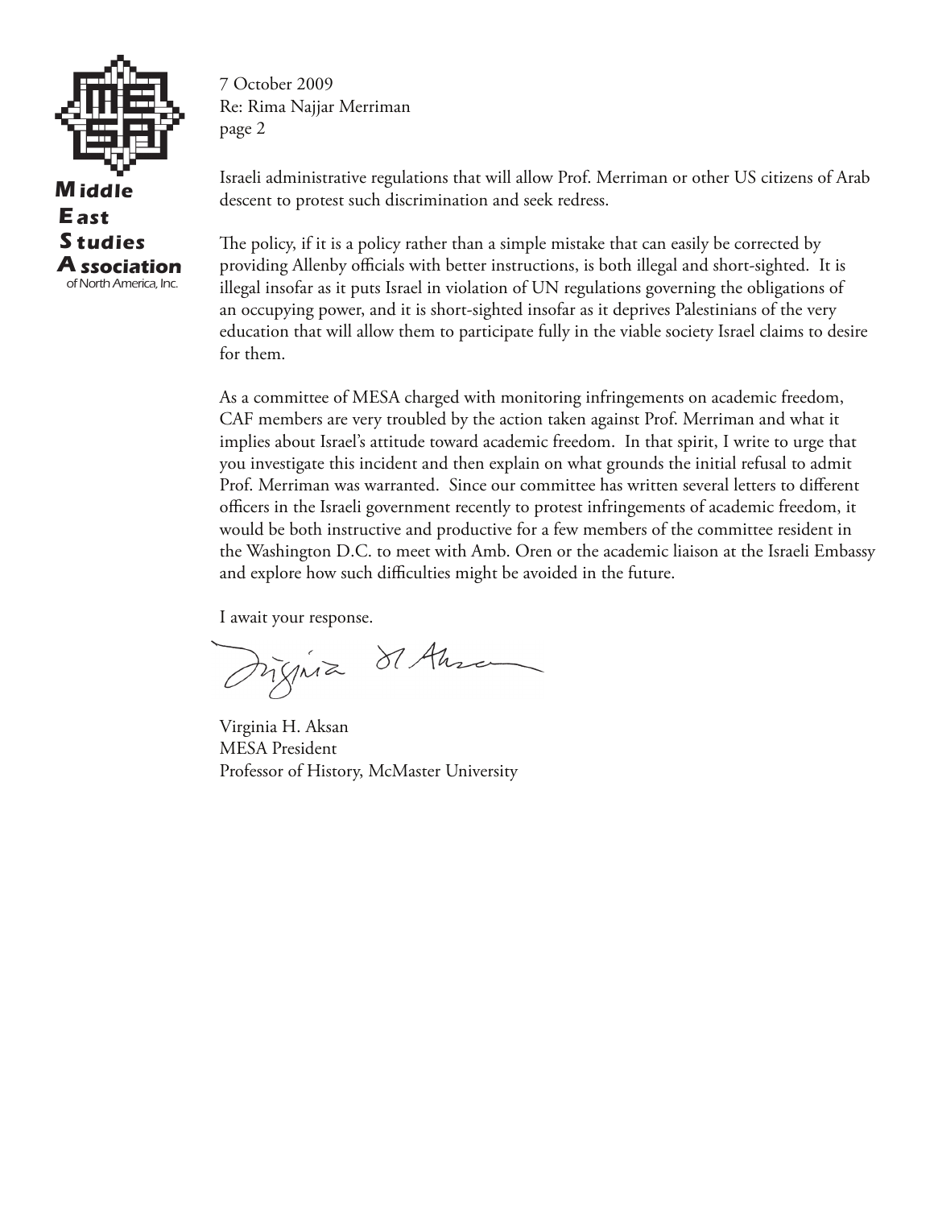7 October 2009
Re: Rima Najjar Merriman
page 2

Israeli administrative regulations that will allow Prof. Merriman or other US citizens of Arab descent to protest such discrimination and seek redress.

The policy, if it is a policy rather than a simple mistake that can easily be corrected by providing Allenby officials with better instructions, is both illegal and short-sighted. It is illegal insofar as it puts Israel in violation of UN regulations governing the obligations of an occupying power, and it is short-sighted insofar as it deprives Palestinians of the very education that will allow them to participate fully in the viable society Israel claims to desire for them.

As a committee of MESA charged with monitoring infringements on academic freedom, CAF members are very troubled by the action taken against Prof. Merriman and what it implies about Israel's attitude toward academic freedom. In that spirit, I write to urge that you investigate this incident and then explain on what grounds the initial refusal to admit Prof. Merriman was warranted. Since our committee has written several letters to different officers in the Israeli government recently to protest infringements of academic freedom, it would be both instructive and productive for a few members of the committee resident in the Washington D.C. to meet with Amb. Oren or the academic liaison at the Israeli Embassy and explore how such difficulties might be avoided in the future.

I await your response.

Virginia H. Aksan
MESA President
Professor of History, McMaster University